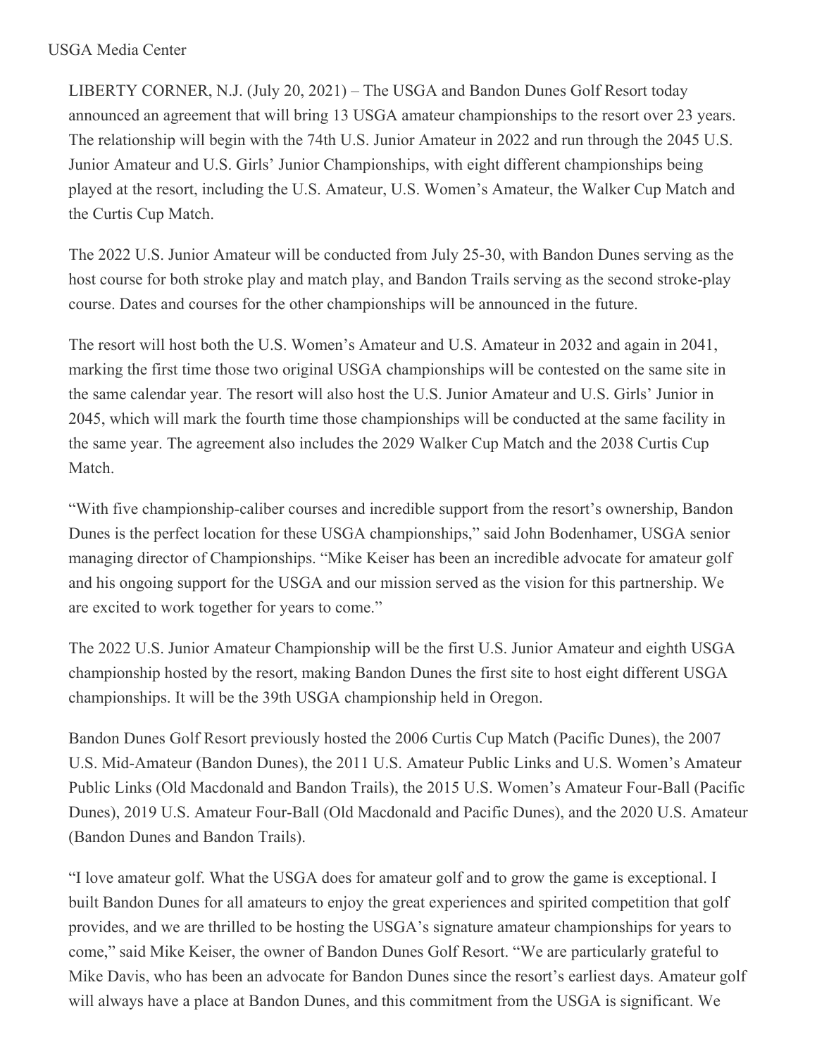USGA Media Center

LIBERTY CORNER, N.J. (July 20, 2021) – The USGA and Bandon Dunes Golf Resort today announced an agreement that will bring 13 USGA amateur championships to the resort over 23 years. The relationship will begin with the 74th U.S. Junior Amateur in 2022 and run through the 2045 U.S. Junior Amateur and U.S. Girls' Junior Championships, with eight different championships being played at the resort, including the U.S. Amateur, U.S. Women's Amateur, the Walker Cup Match and the Curtis Cup Match.

The 2022 U.S. Junior Amateur will be conducted from July 25-30, with Bandon Dunes serving as the host course for both stroke play and match play, and Bandon Trails serving as the second stroke-play course. Dates and courses for the other championships will be announced in the future.

The resort will host both the U.S. Women's Amateur and U.S. Amateur in 2032 and again in 2041, marking the first time those two original USGA championships will be contested on the same site in the same calendar year. The resort will also host the U.S. Junior Amateur and U.S. Girls' Junior in 2045, which will mark the fourth time those championships will be conducted at the same facility in the same year. The agreement also includes the 2029 Walker Cup Match and the 2038 Curtis Cup Match.

"With five championship-caliber courses and incredible support from the resort's ownership, Bandon Dunes is the perfect location for these USGA championships," said John Bodenhamer, USGA senior managing director of Championships. "Mike Keiser has been an incredible advocate for amateur golf and his ongoing support for the USGA and our mission served as the vision for this partnership. We are excited to work together for years to come."

The 2022 U.S. Junior Amateur Championship will be the first U.S. Junior Amateur and eighth USGA championship hosted by the resort, making Bandon Dunes the first site to host eight different USGA championships. It will be the 39th USGA championship held in Oregon.

Bandon Dunes Golf Resort previously hosted the 2006 Curtis Cup Match (Pacific Dunes), the 2007 U.S. Mid-Amateur (Bandon Dunes), the 2011 U.S. Amateur Public Links and U.S. Women's Amateur Public Links (Old Macdonald and Bandon Trails), the 2015 U.S. Women's Amateur Four-Ball (Pacific Dunes), 2019 U.S. Amateur Four-Ball (Old Macdonald and Pacific Dunes), and the 2020 U.S. Amateur (Bandon Dunes and Bandon Trails).

"I love amateur golf. What the USGA does for amateur golf and to grow the game is exceptional. I built Bandon Dunes for all amateurs to enjoy the great experiences and spirited competition that golf provides, and we are thrilled to be hosting the USGA's signature amateur championships for years to come," said Mike Keiser, the owner of Bandon Dunes Golf Resort. "We are particularly grateful to Mike Davis, who has been an advocate for Bandon Dunes since the resort's earliest days. Amateur golf will always have a place at Bandon Dunes, and this commitment from the USGA is significant. We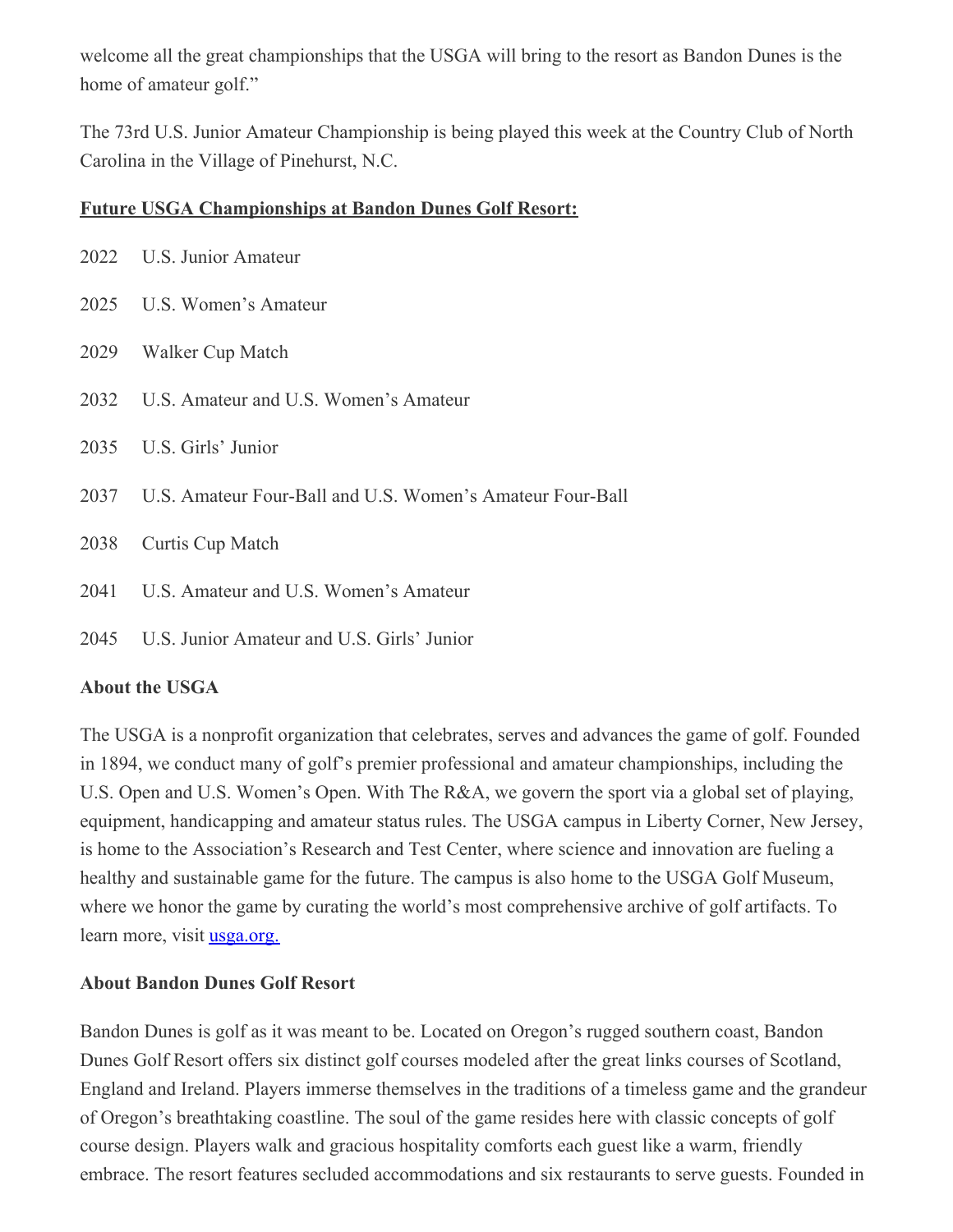welcome all the great championships that the USGA will bring to the resort as Bandon Dunes is the home of amateur golf."

The 73rd U.S. Junior Amateur Championship is being played this week at the Country Club of North Carolina in the Village of Pinehurst, N.C.

**Future USGA Championships at Bandon Dunes Golf Resort:**

2022 U.S. Junior Amateur

2025 U.S. Women's Amateur

2029 Walker Cup Match

2032 U.S. Amateur and U.S. Women's Amateur

2035 U.S. Girls' Junior

2037 U.S. Amateur Four-Ball and U.S. Women's Amateur Four-Ball

2038 Curtis Cup Match

2041 U.S. Amateur and U.S. Women's Amateur

2045 U.S. Junior Amateur and U.S. Girls' Junior

**About the USGA**

The USGA is a nonprofit organization that celebrates, serves and advances the game of golf. Founded in 1894, we conduct many of golf's premier professional and amateur championships, including the U.S. Open and U.S. Women's Open. With The R&A, we govern the sport via a global set of playing, equipment, handicapping and amateur status rules. The USGA campus in Liberty Corner, New Jersey, is home to the Association's Research and Test Center, where science and innovation are fueling a healthy and sustainable game for the future. The campus is also home to the USGA Golf Museum, where we honor the game by curating the world's most comprehensive archive of golf artifacts. To learn more, visit usga.org.

**About Bandon Dunes Golf Resort**

Bandon Dunes is golf as it was meant to be. Located on Oregon's rugged southern coast, Bandon Dunes Golf Resort offers six distinct golf courses modeled after the great links courses of Scotland, England and Ireland. Players immerse themselves in the traditions of a timeless game and the grandeur of Oregon's breathtaking coastline. The soul of the game resides here with classic concepts of golf course design. Players walk and gracious hospitality comforts each guest like a warm, friendly embrace. The resort features secluded accommodations and six restaurants to serve guests. Founded in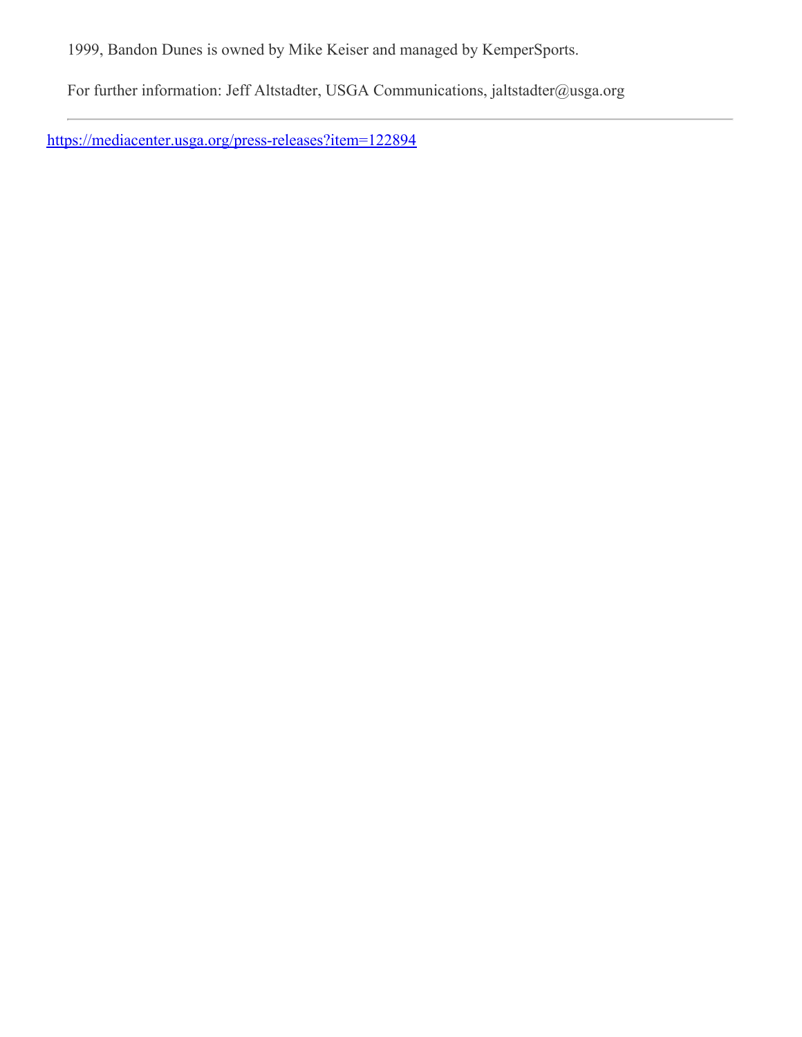1999, Bandon Dunes is owned by Mike Keiser and managed by KemperSports.

For further information: Jeff Altstadter, USGA Communications, jaltstadter@usga.org

---

https://mediacenter.usga.org/press-releases?item=122894